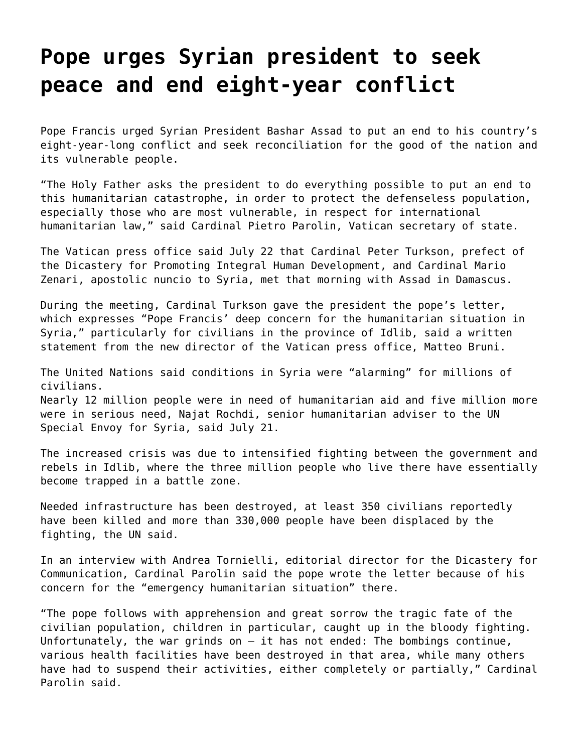# Pope urges Syrian president to seek peace and end eight-year conflict

Pope Francis urged Syrian President Bashar Assad to put an end to his country's eight-year-long conflict and seek reconciliation for the good of the nation and its vulnerable people.

"The Holy Father asks the president to do everything possible to put an end to this humanitarian catastrophe, in order to protect the defenseless population, especially those who are most vulnerable, in respect for international humanitarian law," said Cardinal Pietro Parolin, Vatican secretary of state.

The Vatican press office said July 22 that Cardinal Peter Turkson, prefect of the Dicastery for Promoting Integral Human Development, and Cardinal Mario Zenari, apostolic nuncio to Syria, met that morning with Assad in Damascus.

During the meeting, Cardinal Turkson gave the president the pope's letter, which expresses "Pope Francis' deep concern for the humanitarian situation in Syria," particularly for civilians in the province of Idlib, said a written statement from the new director of the Vatican press office, Matteo Bruni.

The United Nations said conditions in Syria were "alarming" for millions of civilians.
Nearly 12 million people were in need of humanitarian aid and five million more were in serious need, Najat Rochdi, senior humanitarian adviser to the UN Special Envoy for Syria, said July 21.

The increased crisis was due to intensified fighting between the government and rebels in Idlib, where the three million people who live there have essentially become trapped in a battle zone.

Needed infrastructure has been destroyed, at least 350 civilians reportedly have been killed and more than 330,000 people have been displaced by the fighting, the UN said.

In an interview with Andrea Tornielli, editorial director for the Dicastery for Communication, Cardinal Parolin said the pope wrote the letter because of his concern for the "emergency humanitarian situation" there.

"The pope follows with apprehension and great sorrow the tragic fate of the civilian population, children in particular, caught up in the bloody fighting. Unfortunately, the war grinds on — it has not ended: The bombings continue, various health facilities have been destroyed in that area, while many others have had to suspend their activities, either completely or partially," Cardinal Parolin said.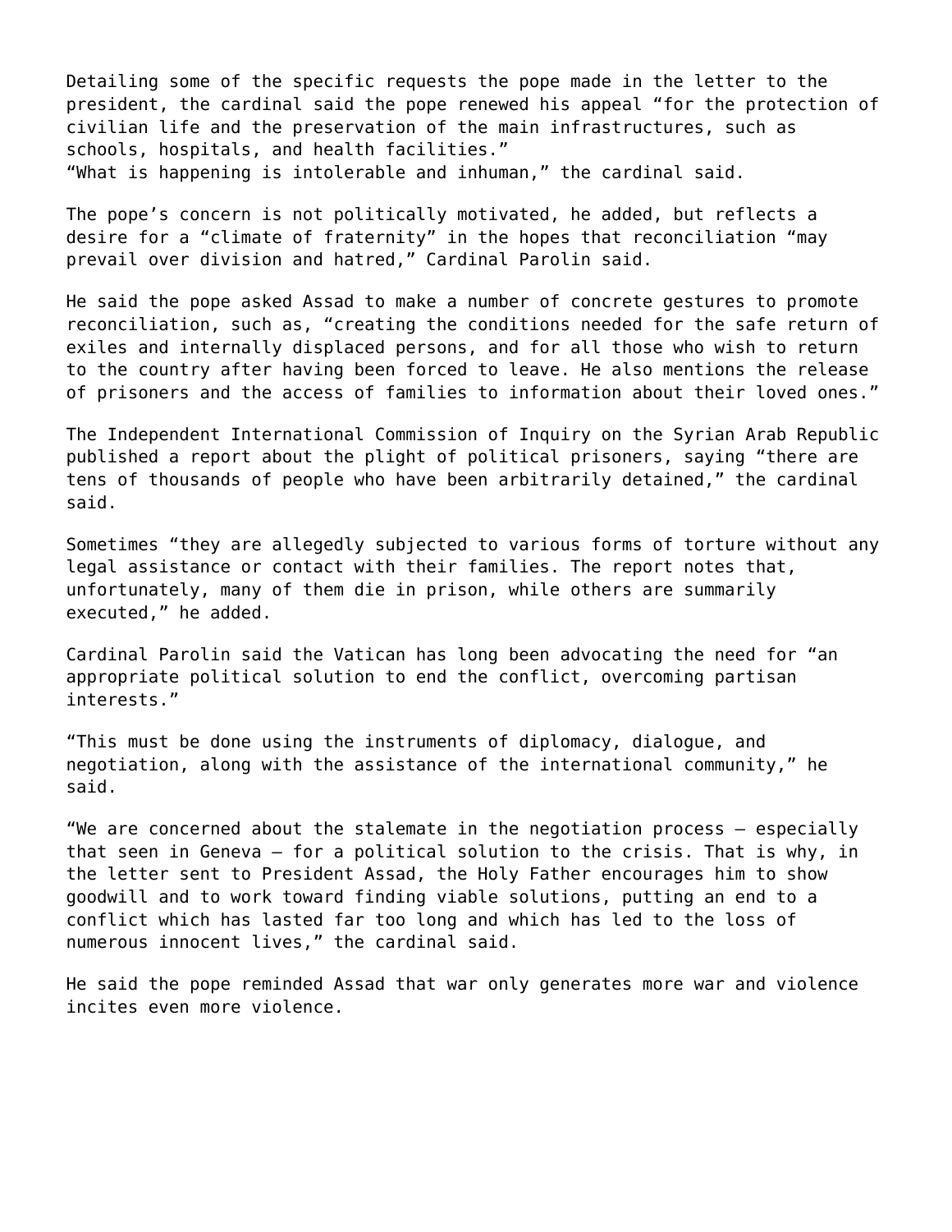Detailing some of the specific requests the pope made in the letter to the president, the cardinal said the pope renewed his appeal “for the protection of civilian life and the preservation of the main infrastructures, such as schools, hospitals, and health facilities.”
“What is happening is intolerable and inhuman,” the cardinal said.

The pope’s concern is not politically motivated, he added, but reflects a desire for a “climate of fraternity” in the hopes that reconciliation “may prevail over division and hatred,” Cardinal Parolin said.

He said the pope asked Assad to make a number of concrete gestures to promote reconciliation, such as, “creating the conditions needed for the safe return of exiles and internally displaced persons, and for all those who wish to return to the country after having been forced to leave. He also mentions the release of prisoners and the access of families to information about their loved ones.”

The Independent International Commission of Inquiry on the Syrian Arab Republic published a report about the plight of political prisoners, saying “there are tens of thousands of people who have been arbitrarily detained,” the cardinal said.

Sometimes “they are allegedly subjected to various forms of torture without any legal assistance or contact with their families. The report notes that, unfortunately, many of them die in prison, while others are summarily executed,” he added.

Cardinal Parolin said the Vatican has long been advocating the need for “an appropriate political solution to end the conflict, overcoming partisan interests.”

“This must be done using the instruments of diplomacy, dialogue, and negotiation, along with the assistance of the international community,” he said.

“We are concerned about the stalemate in the negotiation process – especially that seen in Geneva – for a political solution to the crisis. That is why, in the letter sent to President Assad, the Holy Father encourages him to show goodwill and to work toward finding viable solutions, putting an end to a conflict which has lasted far too long and which has led to the loss of numerous innocent lives,” the cardinal said.

He said the pope reminded Assad that war only generates more war and violence incites even more violence.